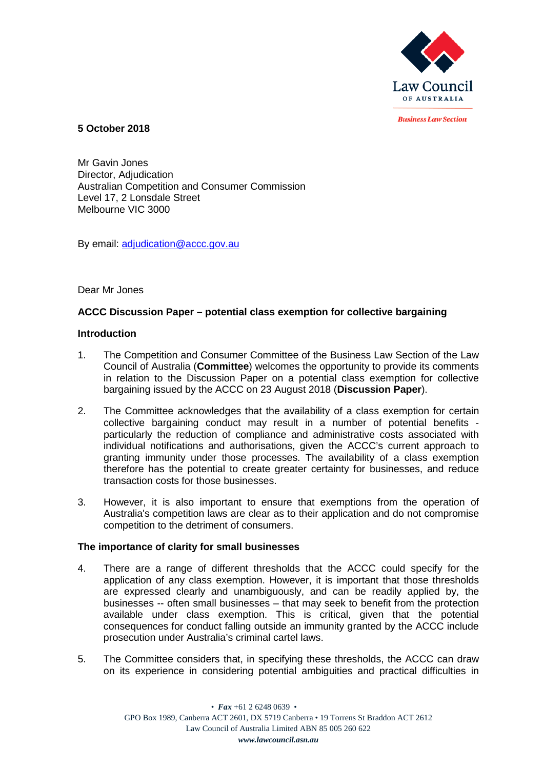Law Council OF AUSTRALIA

*Business Law Section*

**5 October 2018**

Mr Gavin Jones
Director, Adjudication
Australian Competition and Consumer Commission
Level 17, 2 Lonsdale Street
Melbourne VIC 3000

By email: adjudication@accc.gov.au

Dear Mr Jones

**ACCC Discussion Paper – potential class exemption for collective bargaining**

**Introduction**

1. The Competition and Consumer Committee of the Business Law Section of the Law Council of Australia (**Committee**) welcomes the opportunity to provide its comments in relation to the Discussion Paper on a potential class exemption for collective bargaining issued by the ACCC on 23 August 2018 (**Discussion Paper**).

2. The Committee acknowledges that the availability of a class exemption for certain collective bargaining conduct may result in a number of potential benefits - particularly the reduction of compliance and administrative costs associated with individual notifications and authorisations, given the ACCC's current approach to granting immunity under those processes. The availability of a class exemption therefore has the potential to create greater certainty for businesses, and reduce transaction costs for those businesses.

3. However, it is also important to ensure that exemptions from the operation of Australia's competition laws are clear as to their application and do not compromise competition to the detriment of consumers.

**The importance of clarity for small businesses**

4. There are a range of different thresholds that the ACCC could specify for the application of any class exemption. However, it is important that those thresholds are expressed clearly and unambiguously, and can be readily applied by, the businesses -- often small businesses – that may seek to benefit from the protection available under class exemption. This is critical, given that the potential consequences for conduct falling outside an immunity granted by the ACCC include prosecution under Australia's criminal cartel laws.

5. The Committee considers that, in specifying these thresholds, the ACCC can draw on its experience in considering potential ambiguities and practical difficulties in

• *Fax* +61 2 6248 0639 •
GPO Box 1989, Canberra ACT 2601, DX 5719 Canberra • 19 Torrens St Braddon ACT 2612
Law Council of Australia Limited ABN 85 005 260 622
*www.lawcouncil.asn.au*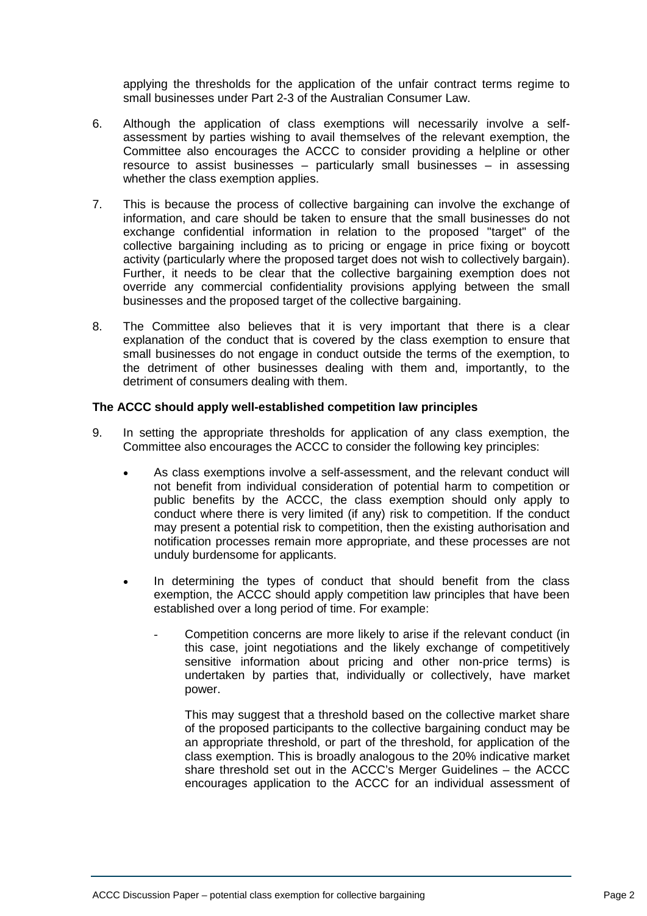applying the thresholds for the application of the unfair contract terms regime to small businesses under Part 2-3 of the Australian Consumer Law.

6. Although the application of class exemptions will necessarily involve a self-assessment by parties wishing to avail themselves of the relevant exemption, the Committee also encourages the ACCC to consider providing a helpline or other resource to assist businesses – particularly small businesses – in assessing whether the class exemption applies.

7. This is because the process of collective bargaining can involve the exchange of information, and care should be taken to ensure that the small businesses do not exchange confidential information in relation to the proposed "target" of the collective bargaining including as to pricing or engage in price fixing or boycott activity (particularly where the proposed target does not wish to collectively bargain). Further, it needs to be clear that the collective bargaining exemption does not override any commercial confidentiality provisions applying between the small businesses and the proposed target of the collective bargaining.

8. The Committee also believes that it is very important that there is a clear explanation of the conduct that is covered by the class exemption to ensure that small businesses do not engage in conduct outside the terms of the exemption, to the detriment of other businesses dealing with them and, importantly, to the detriment of consumers dealing with them.

**The ACCC should apply well-established competition law principles**

9. In setting the appropriate thresholds for application of any class exemption, the Committee also encourages the ACCC to consider the following key principles:

   - As class exemptions involve a self-assessment, and the relevant conduct will not benefit from individual consideration of potential harm to competition or public benefits by the ACCC, the class exemption should only apply to conduct where there is very limited (if any) risk to competition. If the conduct may present a potential risk to competition, then the existing authorisation and notification processes remain more appropriate, and these processes are not unduly burdensome for applicants.

   - In determining the types of conduct that should benefit from the class exemption, the ACCC should apply competition law principles that have been established over a long period of time. For example:

     - Competition concerns are more likely to arise if the relevant conduct (in this case, joint negotiations and the likely exchange of competitively sensitive information about pricing and other non-price terms) is undertaken by parties that, individually or collectively, have market power.

       This may suggest that a threshold based on the collective market share of the proposed participants to the collective bargaining conduct may be an appropriate threshold, or part of the threshold, for application of the class exemption. This is broadly analogous to the 20% indicative market share threshold set out in the ACCC's Merger Guidelines – the ACCC encourages application to the ACCC for an individual assessment of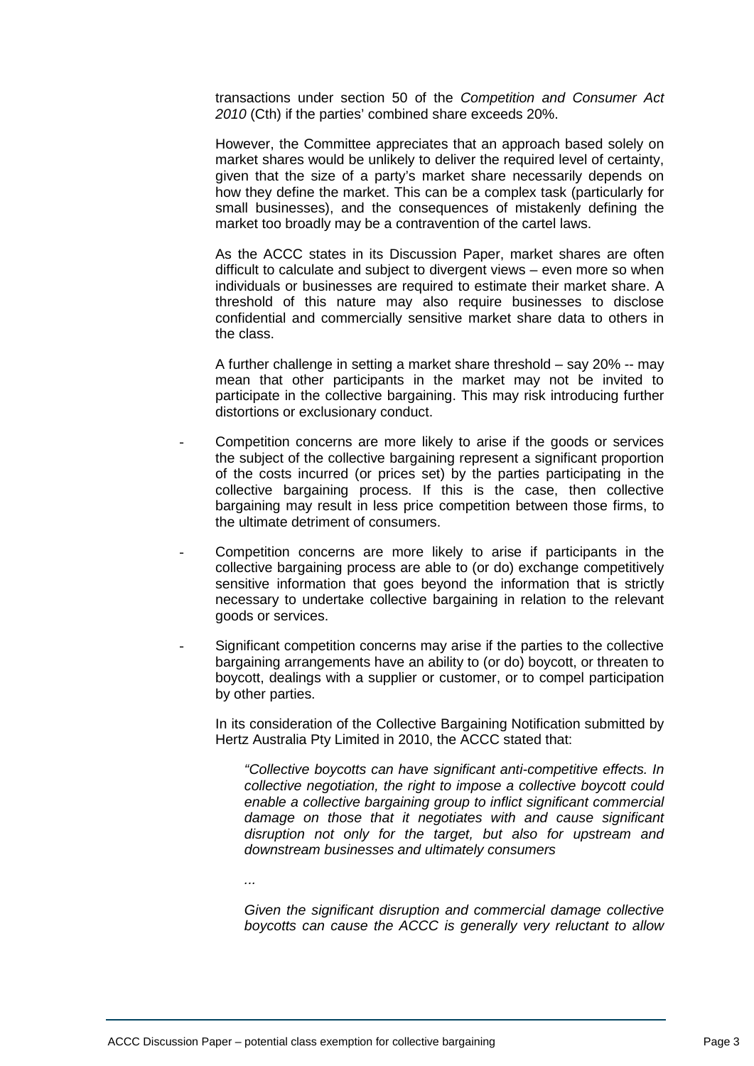transactions under section 50 of the *Competition and Consumer Act 2010* (Cth) if the parties' combined share exceeds 20%.

However, the Committee appreciates that an approach based solely on market shares would be unlikely to deliver the required level of certainty, given that the size of a party's market share necessarily depends on how they define the market. This can be a complex task (particularly for small businesses), and the consequences of mistakenly defining the market too broadly may be a contravention of the cartel laws.

As the ACCC states in its Discussion Paper, market shares are often difficult to calculate and subject to divergent views – even more so when individuals or businesses are required to estimate their market share. A threshold of this nature may also require businesses to disclose confidential and commercially sensitive market share data to others in the class.

A further challenge in setting a market share threshold – say 20% -- may mean that other participants in the market may not be invited to participate in the collective bargaining. This may risk introducing further distortions or exclusionary conduct.

- Competition concerns are more likely to arise if the goods or services the subject of the collective bargaining represent a significant proportion of the costs incurred (or prices set) by the parties participating in the collective bargaining process. If this is the case, then collective bargaining may result in less price competition between those firms, to the ultimate detriment of consumers.
- Competition concerns are more likely to arise if participants in the collective bargaining process are able to (or do) exchange competitively sensitive information that goes beyond the information that is strictly necessary to undertake collective bargaining in relation to the relevant goods or services.
- Significant competition concerns may arise if the parties to the collective bargaining arrangements have an ability to (or do) boycott, or threaten to boycott, dealings with a supplier or customer, or to compel participation by other parties.

In its consideration of the Collective Bargaining Notification submitted by Hertz Australia Pty Limited in 2010, the ACCC stated that:

> *"Collective boycotts can have significant anti-competitive effects. In collective negotiation, the right to impose a collective boycott could enable a collective bargaining group to inflict significant commercial damage on those that it negotiates with and cause significant disruption not only for the target, but also for upstream and downstream businesses and ultimately consumers*
>
> *...*
>
> *Given the significant disruption and commercial damage collective boycotts can cause the ACCC is generally very reluctant to allow*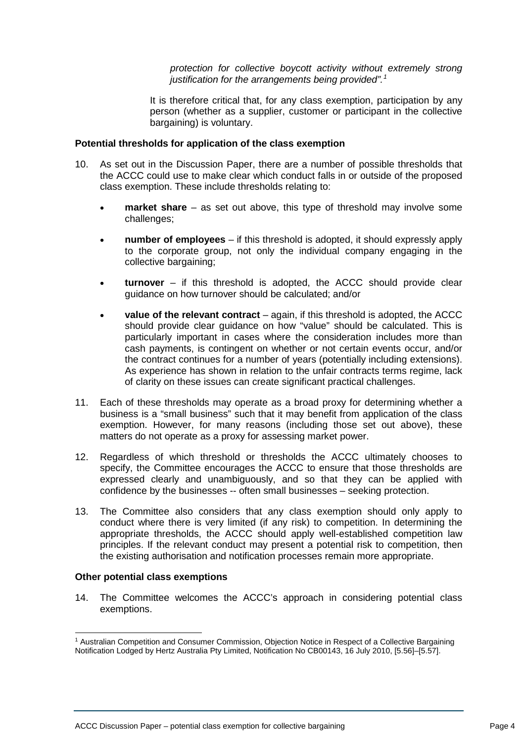*protection for collective boycott activity without extremely strong justification for the arrangements being provided".*[1]

It is therefore critical that, for any class exemption, participation by any person (whether as a supplier, customer or participant in the collective bargaining) is voluntary.

**Potential thresholds for application of the class exemption**

10. As set out in the Discussion Paper, there are a number of possible thresholds that the ACCC could use to make clear which conduct falls in or outside of the proposed class exemption. These include thresholds relating to:

    - **market share** – as set out above, this type of threshold may involve some challenges;
    - **number of employees** – if this threshold is adopted, it should expressly apply to the corporate group, not only the individual company engaging in the collective bargaining;
    - **turnover** – if this threshold is adopted, the ACCC should provide clear guidance on how turnover should be calculated; and/or
    - **value of the relevant contract** – again, if this threshold is adopted, the ACCC should provide clear guidance on how "value" should be calculated. This is particularly important in cases where the consideration includes more than cash payments, is contingent on whether or not certain events occur, and/or the contract continues for a number of years (potentially including extensions). As experience has shown in relation to the unfair contracts terms regime, lack of clarity on these issues can create significant practical challenges.

11. Each of these thresholds may operate as a broad proxy for determining whether a business is a "small business" such that it may benefit from application of the class exemption. However, for many reasons (including those set out above), these matters do not operate as a proxy for assessing market power.

12. Regardless of which threshold or thresholds the ACCC ultimately chooses to specify, the Committee encourages the ACCC to ensure that those thresholds are expressed clearly and unambiguously, and so that they can be applied with confidence by the businesses -- often small businesses – seeking protection.

13. The Committee also considers that any class exemption should only apply to conduct where there is very limited (if any risk) to competition. In determining the appropriate thresholds, the ACCC should apply well-established competition law principles. If the relevant conduct may present a potential risk to competition, then the existing authorisation and notification processes remain more appropriate.

**Other potential class exemptions**

14. The Committee welcomes the ACCC's approach in considering potential class exemptions.

---

[1] Australian Competition and Consumer Commission, Objection Notice in Respect of a Collective Bargaining Notification Lodged by Hertz Australia Pty Limited, Notification No CB00143, 16 July 2010, [5.56]–[5.57].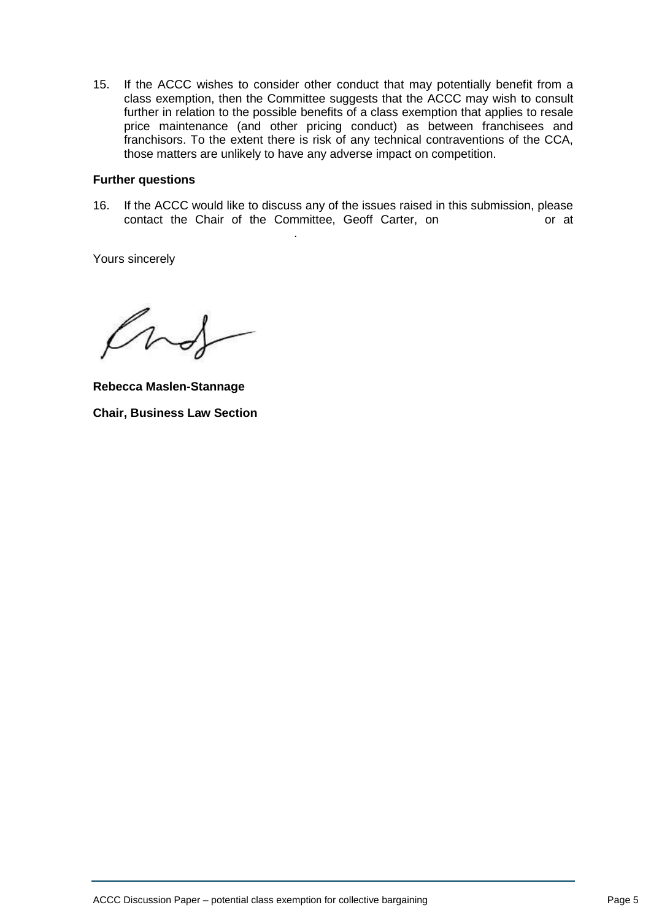15. If the ACCC wishes to consider other conduct that may potentially benefit from a class exemption, then the Committee suggests that the ACCC may wish to consult further in relation to the possible benefits of a class exemption that applies to resale price maintenance (and other pricing conduct) as between franchisees and franchisors. To the extent there is risk of any technical contraventions of the CCA, those matters are unlikely to have any adverse impact on competition.

**Further questions**

16. If the ACCC would like to discuss any of the issues raised in this submission, please contact the Chair of the Committee, Geoff Carter, on or at .

Yours sincerely

**Rebecca Maslen-Stannage**

**Chair, Business Law Section**